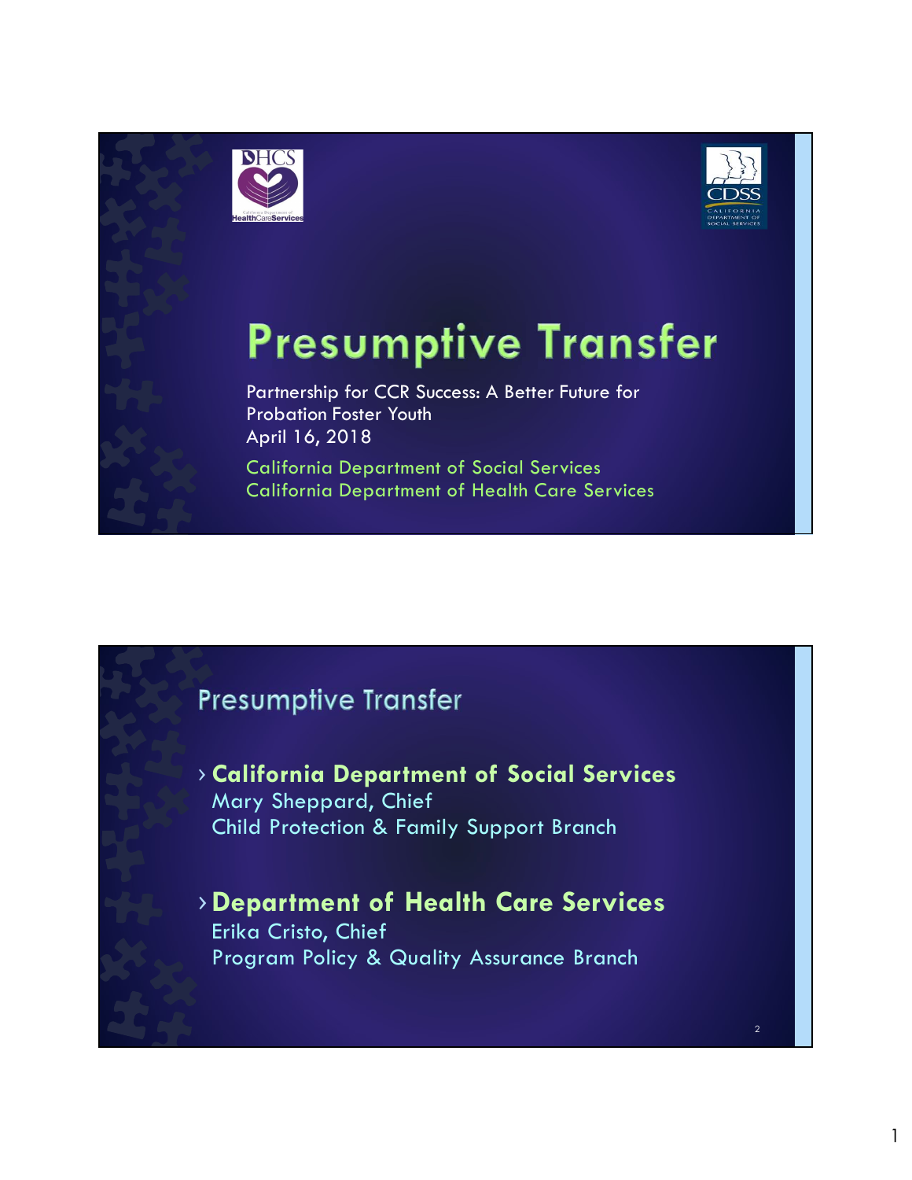# Presumptive Transfer

Partnership for CCR Success: A Better Future for Probation Foster Youth
April 16, 2018

California Department of Social Services
California Department of Health Care Services

---

## Presumptive Transfer

- **California Department of Social Services**
  Mary Sheppard, Chief
  Child Protection & Family Support Branch

- **Department of Health Care Services**
  Erika Cristo, Chief
  Program Policy & Quality Assurance Branch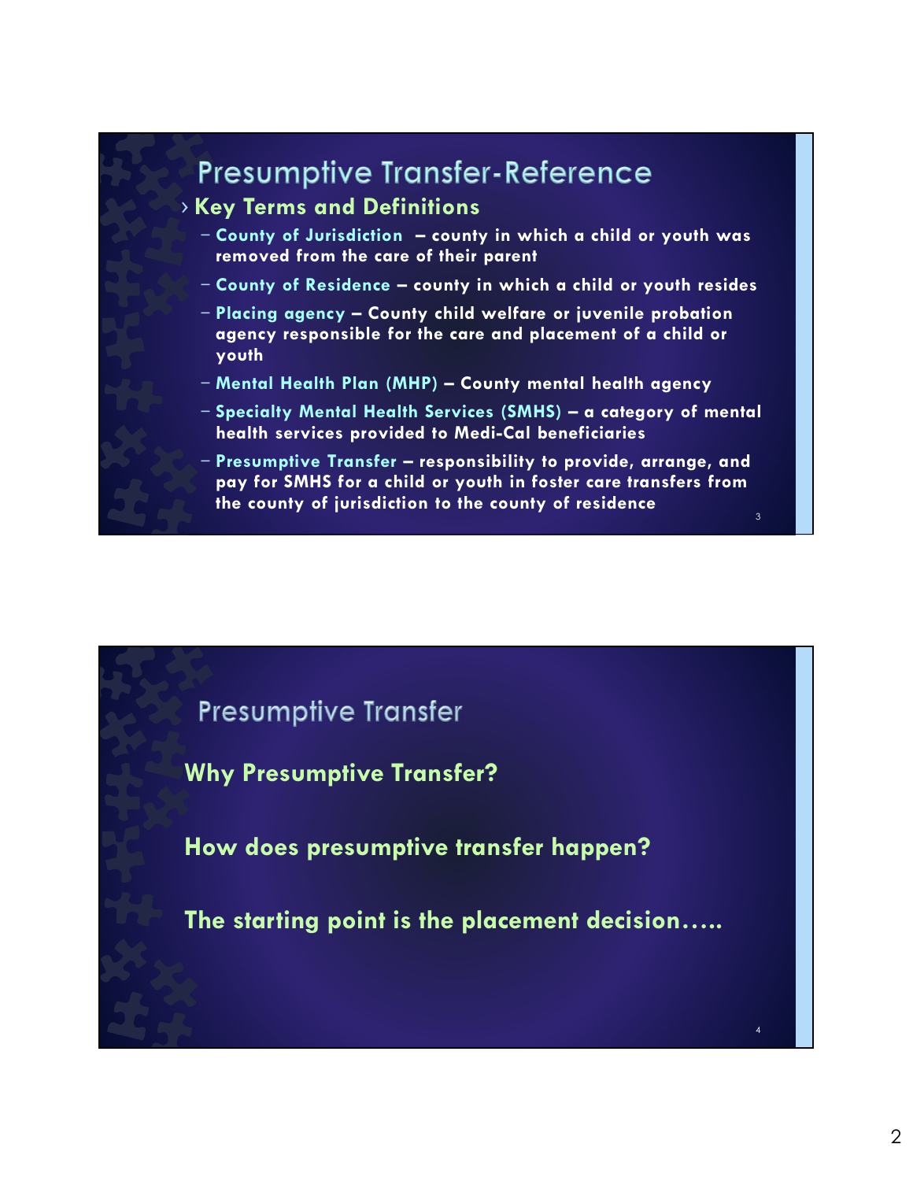## Presumptive Transfer-Reference

- **Key Terms and Definitions**
  - **County of Jurisdiction** – county in which a child or youth was removed from the care of their parent
  - **County of Residence** – county in which a child or youth resides
  - **Placing agency** – County child welfare or juvenile probation agency responsible for the care and placement of a child or youth
  - **Mental Health Plan (MHP)** – County mental health agency
  - **Specialty Mental Health Services (SMHS)** – a category of mental health services provided to Medi-Cal beneficiaries
  - **Presumptive Transfer** – responsibility to provide, arrange, and pay for SMHS for a child or youth in foster care transfers from the county of jurisdiction to the county of residence

## Presumptive Transfer

**Why Presumptive Transfer?**

**How does presumptive transfer happen?**

**The starting point is the placement decision…..**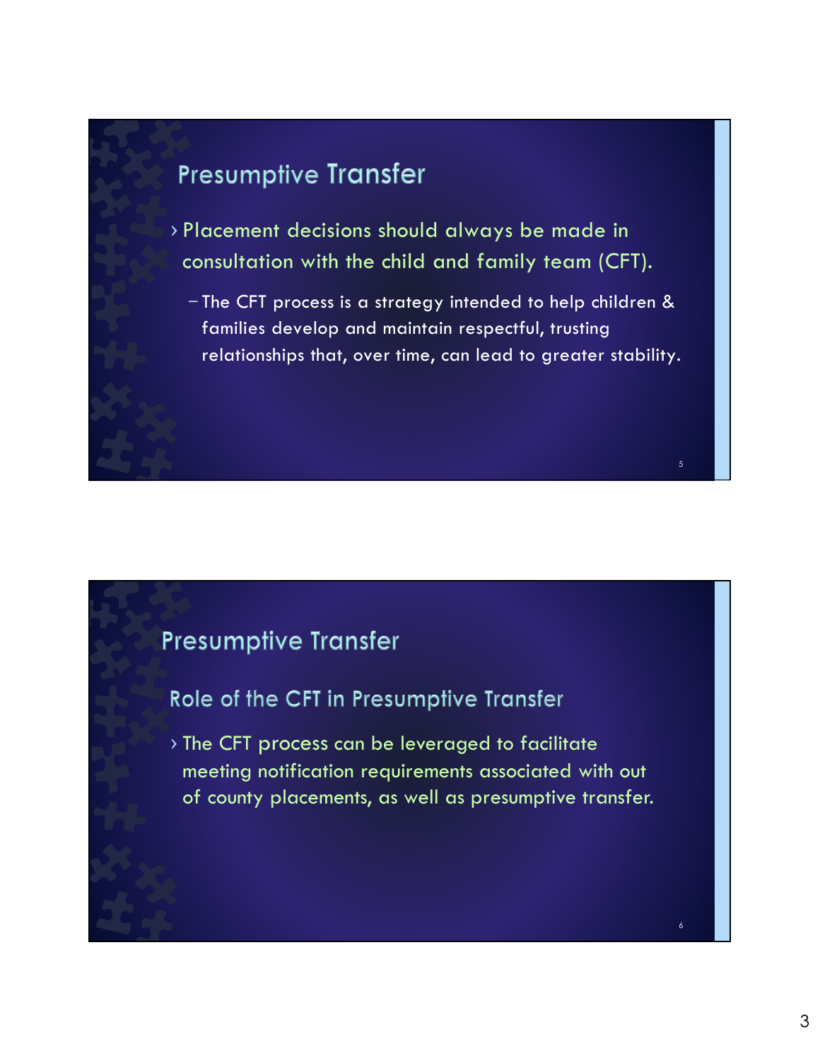## Presumptive Transfer

- Placement decisions should always be made in consultation with the child and family team (CFT).
  - The CFT process is a strategy intended to help children & families develop and maintain respectful, trusting relationships that, over time, can lead to greater stability.

## Presumptive Transfer

### Role of the CFT in Presumptive Transfer

- The CFT process can be leveraged to facilitate meeting notification requirements associated with out of county placements, as well as presumptive transfer.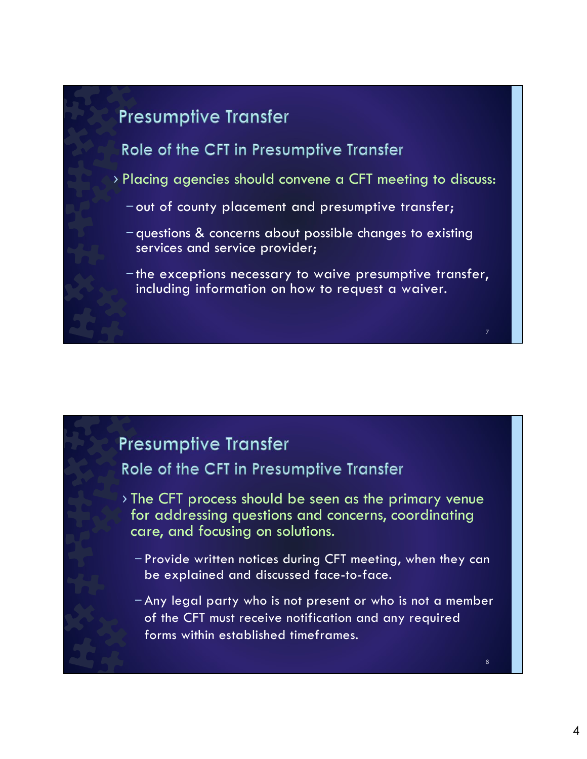## Presumptive Transfer

### Role of the CFT in Presumptive Transfer

- Placing agencies should convene a CFT meeting to discuss:
  - out of county placement and presumptive transfer;
  - questions & concerns about possible changes to existing services and service provider;
  - the exceptions necessary to waive presumptive transfer, including information on how to request a waiver.

## Presumptive Transfer

### Role of the CFT in Presumptive Transfer

- The CFT process should be seen as the primary venue for addressing questions and concerns, coordinating care, and focusing on solutions.
  - Provide written notices during CFT meeting, when they can be explained and discussed face-to-face.
  - Any legal party who is not present or who is not a member of the CFT must receive notification and any required forms within established timeframes.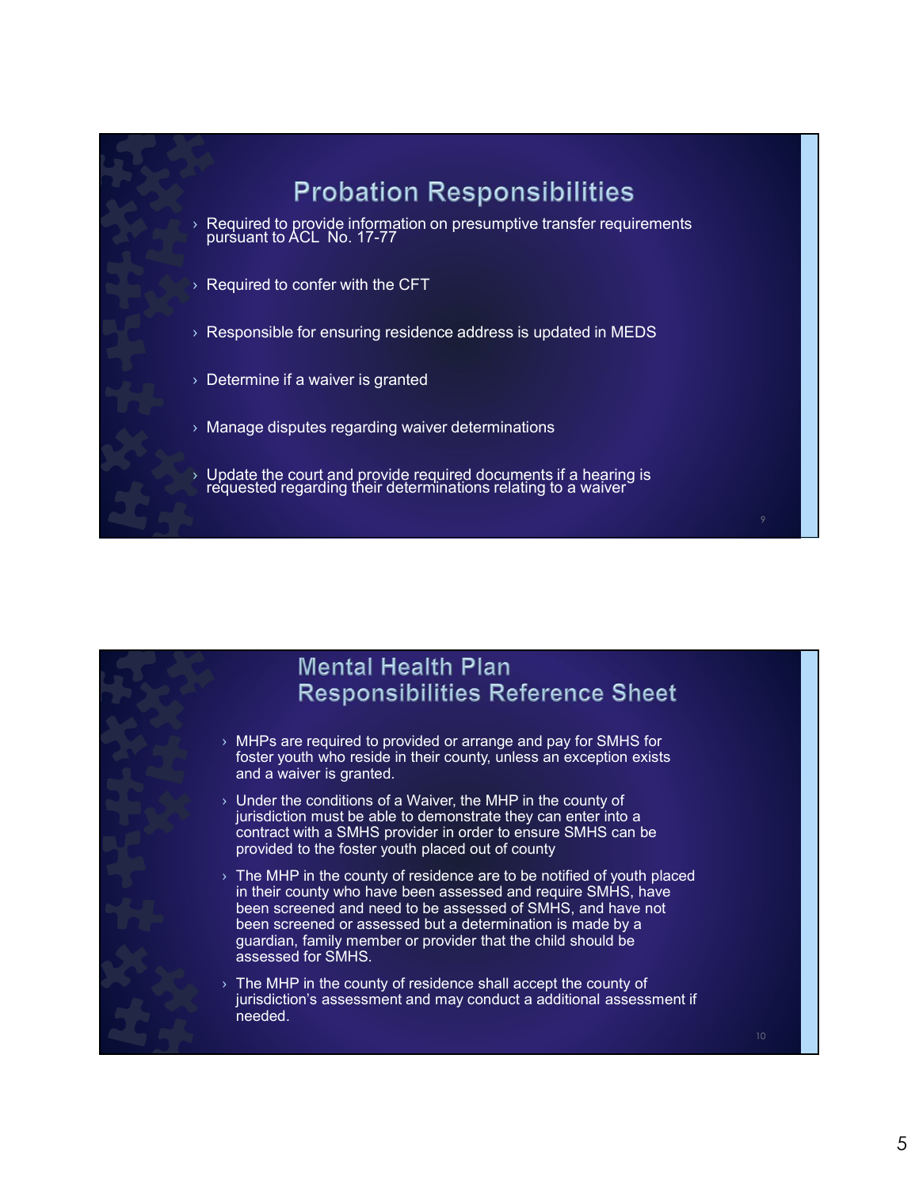## Probation Responsibilities

- Required to provide information on presumptive transfer requirements pursuant to ACL No. 17-77
- Required to confer with the CFT
- Responsible for ensuring residence address is updated in MEDS
- Determine if a waiver is granted
- Manage disputes regarding waiver determinations
- Update the court and provide required documents if a hearing is requested regarding their determinations relating to a waiver

## Mental Health Plan Responsibilities Reference Sheet

- MHPs are required to provided or arrange and pay for SMHS for foster youth who reside in their county, unless an exception exists and a waiver is granted.
- Under the conditions of a Waiver, the MHP in the county of jurisdiction must be able to demonstrate they can enter into a contract with a SMHS provider in order to ensure SMHS can be provided to the foster youth placed out of county
- The MHP in the county of residence are to be notified of youth placed in their county who have been assessed and require SMHS, have been screened and need to be assessed of SMHS, and have not been screened or assessed but a determination is made by a guardian, family member or provider that the child should be assessed for SMHS.
- The MHP in the county of residence shall accept the county of jurisdiction's assessment and may conduct a additional assessment if needed.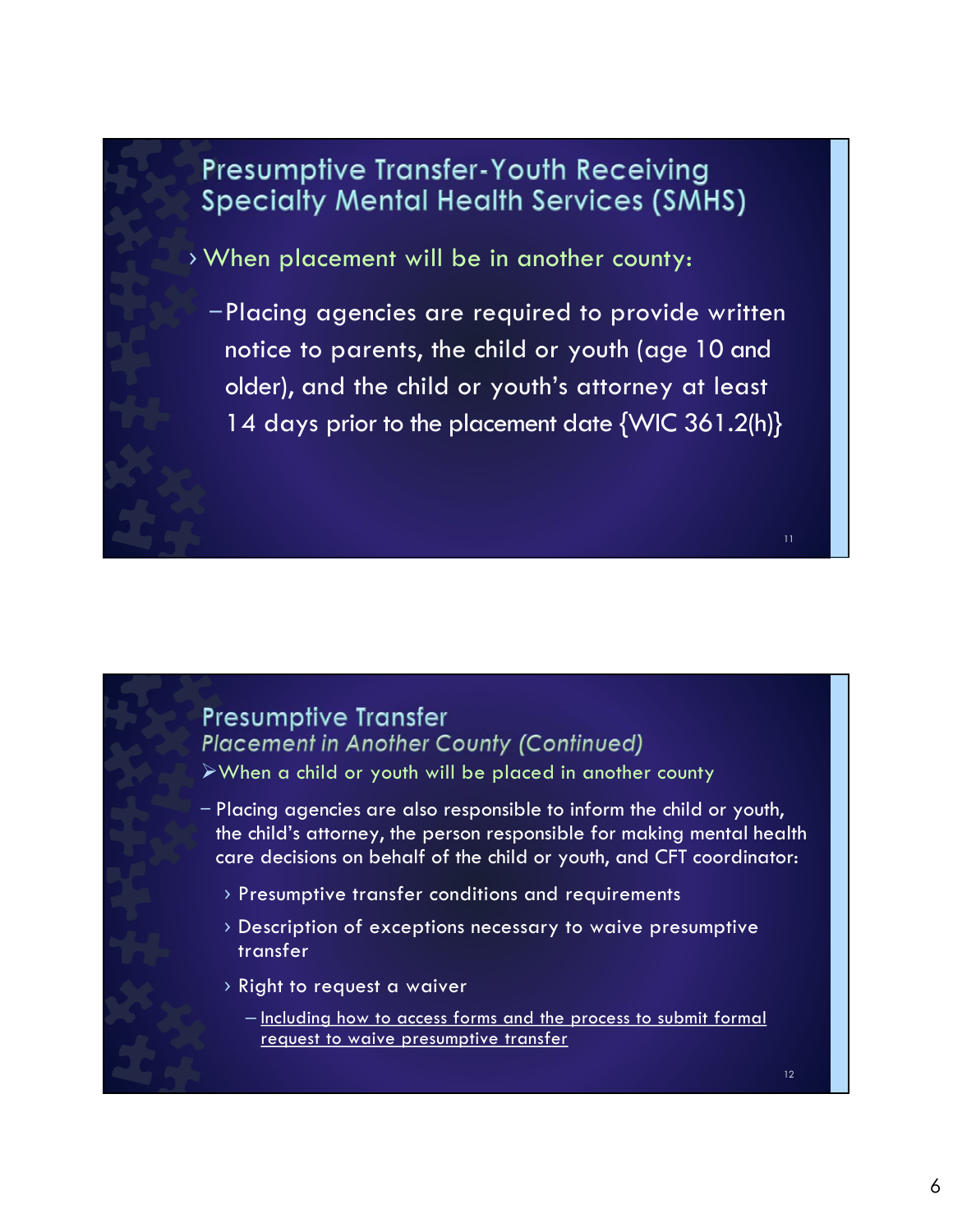## Presumptive Transfer-Youth Receiving Specialty Mental Health Services (SMHS)

- When placement will be in another county:
  - Placing agencies are required to provide written notice to parents, the child or youth (age 10 and older), and the child or youth's attorney at least 14 days prior to the placement date {WIC 361.2(h)}

## Presumptive Transfer

### *Placement in Another County (Continued)*

- When a child or youth will be placed in another county
  - Placing agencies are also responsible to inform the child or youth, the child's attorney, the person responsible for making mental health care decisions on behalf of the child or youth, and CFT coordinator:
    - Presumptive transfer conditions and requirements
    - Description of exceptions necessary to waive presumptive transfer
    - Right to request a waiver
      - Including how to access forms and the process to submit formal request to waive presumptive transfer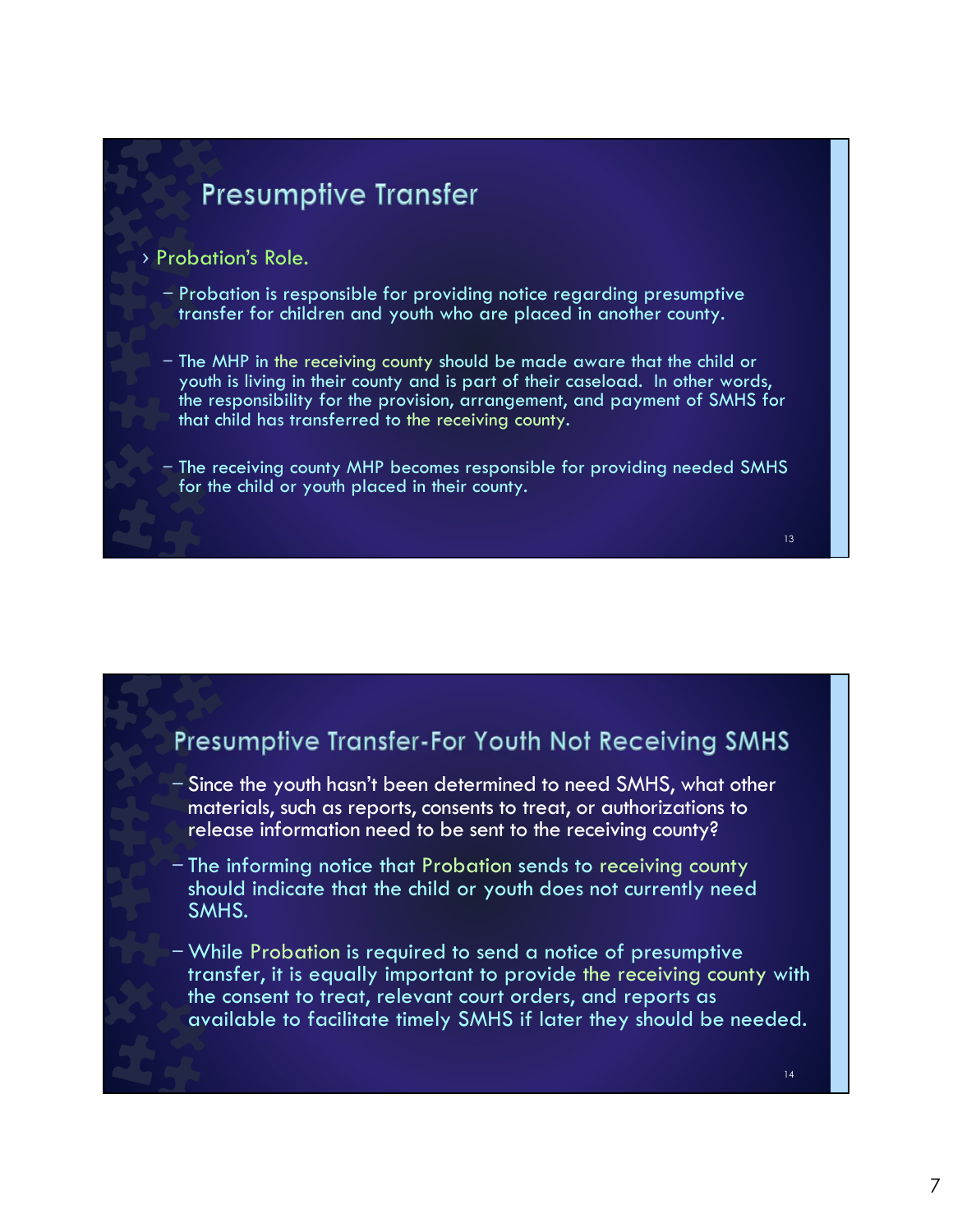## Presumptive Transfer

- Probation's Role.
  - Probation is responsible for providing notice regarding presumptive transfer for children and youth who are placed in another county.
  - The MHP in the receiving county should be made aware that the child or youth is living in their county and is part of their caseload. In other words, the responsibility for the provision, arrangement, and payment of SMHS for that child has transferred to the receiving county.
  - The receiving county MHP becomes responsible for providing needed SMHS for the child or youth placed in their county.

## Presumptive Transfer-For Youth Not Receiving SMHS

- Since the youth hasn't been determined to need SMHS, what other materials, such as reports, consents to treat, or authorizations to release information need to be sent to the receiving county?
- The informing notice that Probation sends to receiving county should indicate that the child or youth does not currently need SMHS.
- While Probation is required to send a notice of presumptive transfer, it is equally important to provide the receiving county with the consent to treat, relevant court orders, and reports as available to facilitate timely SMHS if later they should be needed.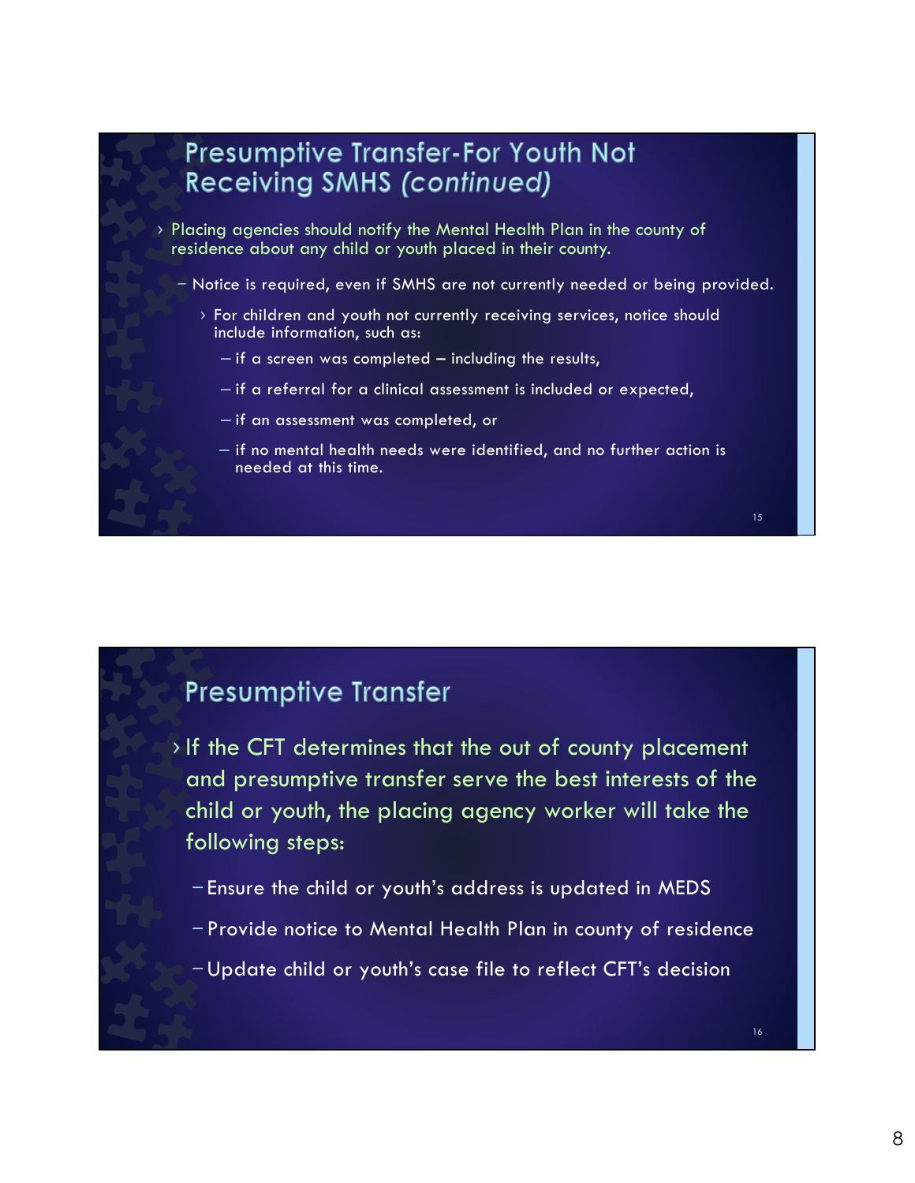## Presumptive Transfer-For Youth Not Receiving SMHS *(continued)*

- Placing agencies should notify the Mental Health Plan in the county of residence about any child or youth placed in their county.
  - Notice is required, even if SMHS are not currently needed or being provided.
    - For children and youth not currently receiving services, notice should include information, such as:
      - if a screen was completed – including the results,
      - if a referral for a clinical assessment is included or expected,
      - if an assessment was completed, or
      - if no mental health needs were identified, and no further action is needed at this time.

## Presumptive Transfer

- If the CFT determines that the out of county placement and presumptive transfer serve the best interests of the child or youth, the placing agency worker will take the following steps:
  - Ensure the child or youth's address is updated in MEDS
  - Provide notice to Mental Health Plan in county of residence
  - Update child or youth's case file to reflect CFT's decision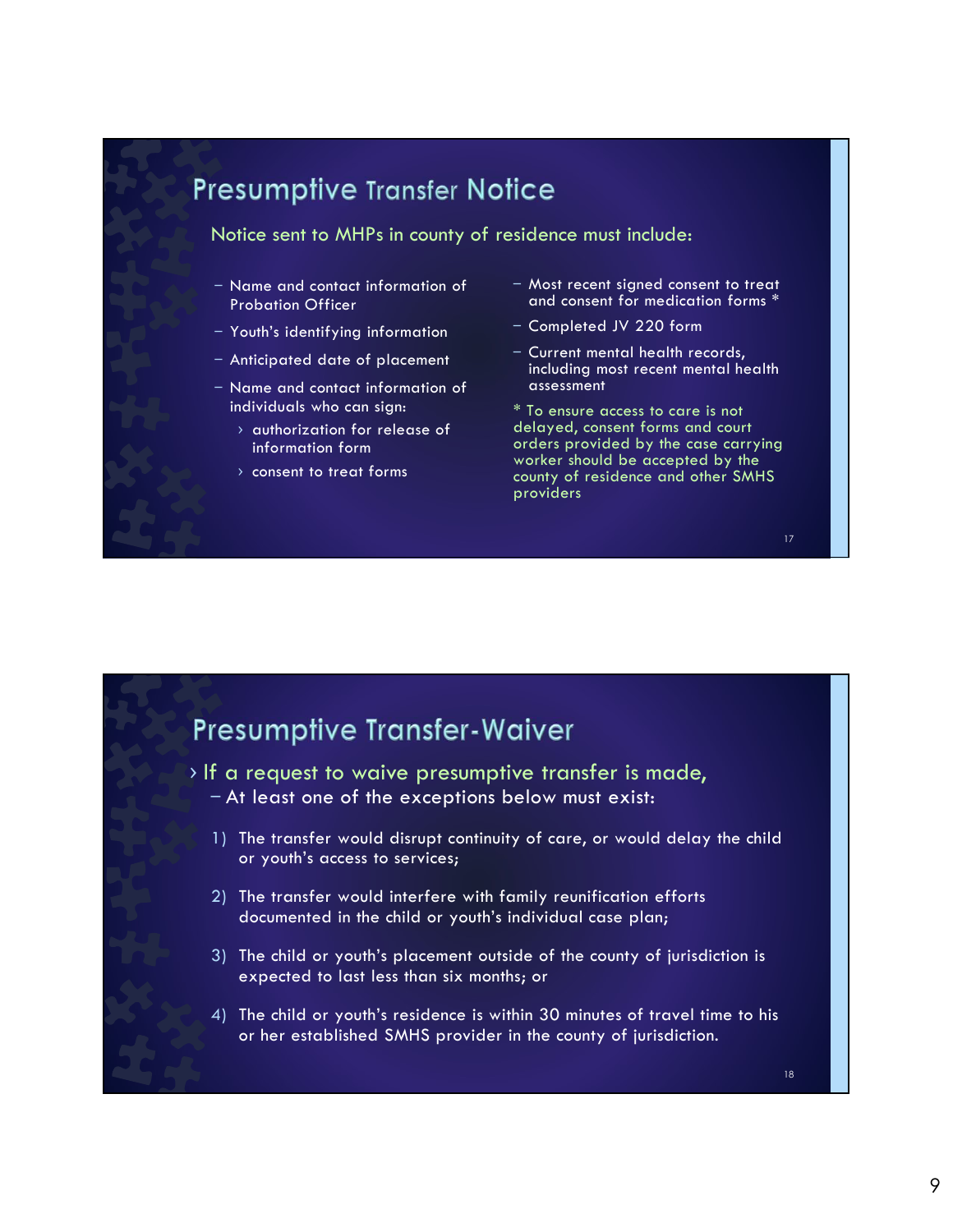## Presumptive Transfer Notice

Notice sent to MHPs in county of residence must include:

- Name and contact information of Probation Officer
- Youth's identifying information
- Anticipated date of placement
- Name and contact information of individuals who can sign:
  - authorization for release of information form
  - consent to treat forms
- Most recent signed consent to treat and consent for medication forms *
- Completed JV 220 form
- Current mental health records, including most recent mental health assessment

* To ensure access to care is not delayed, consent forms and court orders provided by the case carrying worker should be accepted by the county of residence and other SMHS providers

## Presumptive Transfer-Waiver

- If a request to waive presumptive transfer is made,
  - At least one of the exceptions below must exist:

1) The transfer would disrupt continuity of care, or would delay the child or youth's access to services;
2) The transfer would interfere with family reunification efforts documented in the child or youth's individual case plan;
3) The child or youth's placement outside of the county of jurisdiction is expected to last less than six months; or
4) The child or youth's residence is within 30 minutes of travel time to his or her established SMHS provider in the county of jurisdiction.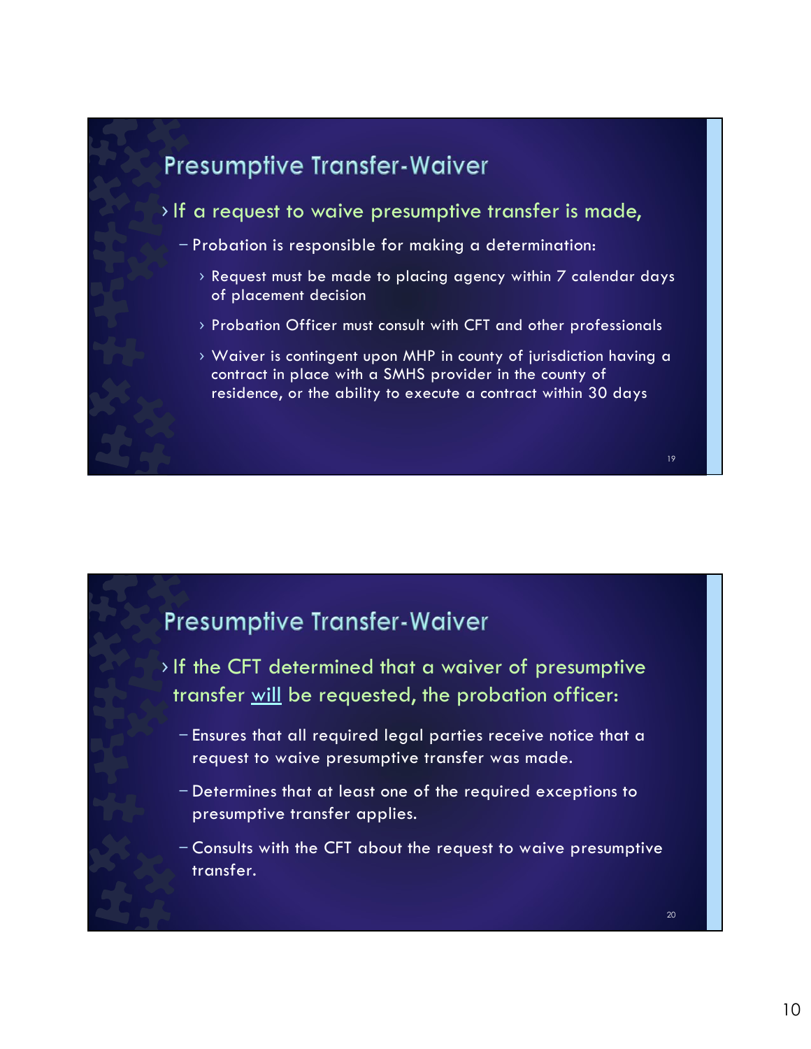## Presumptive Transfer-Waiver

- If a request to waive presumptive transfer is made,
  - Probation is responsible for making a determination:
    - Request must be made to placing agency within 7 calendar days of placement decision
    - Probation Officer must consult with CFT and other professionals
    - Waiver is contingent upon MHP in county of jurisdiction having a contract in place with a SMHS provider in the county of residence, or the ability to execute a contract within 30 days

## Presumptive Transfer-Waiver

- If the CFT determined that a waiver of presumptive transfer will be requested, the probation officer:
  - Ensures that all required legal parties receive notice that a request to waive presumptive transfer was made.
  - Determines that at least one of the required exceptions to presumptive transfer applies.
  - Consults with the CFT about the request to waive presumptive transfer.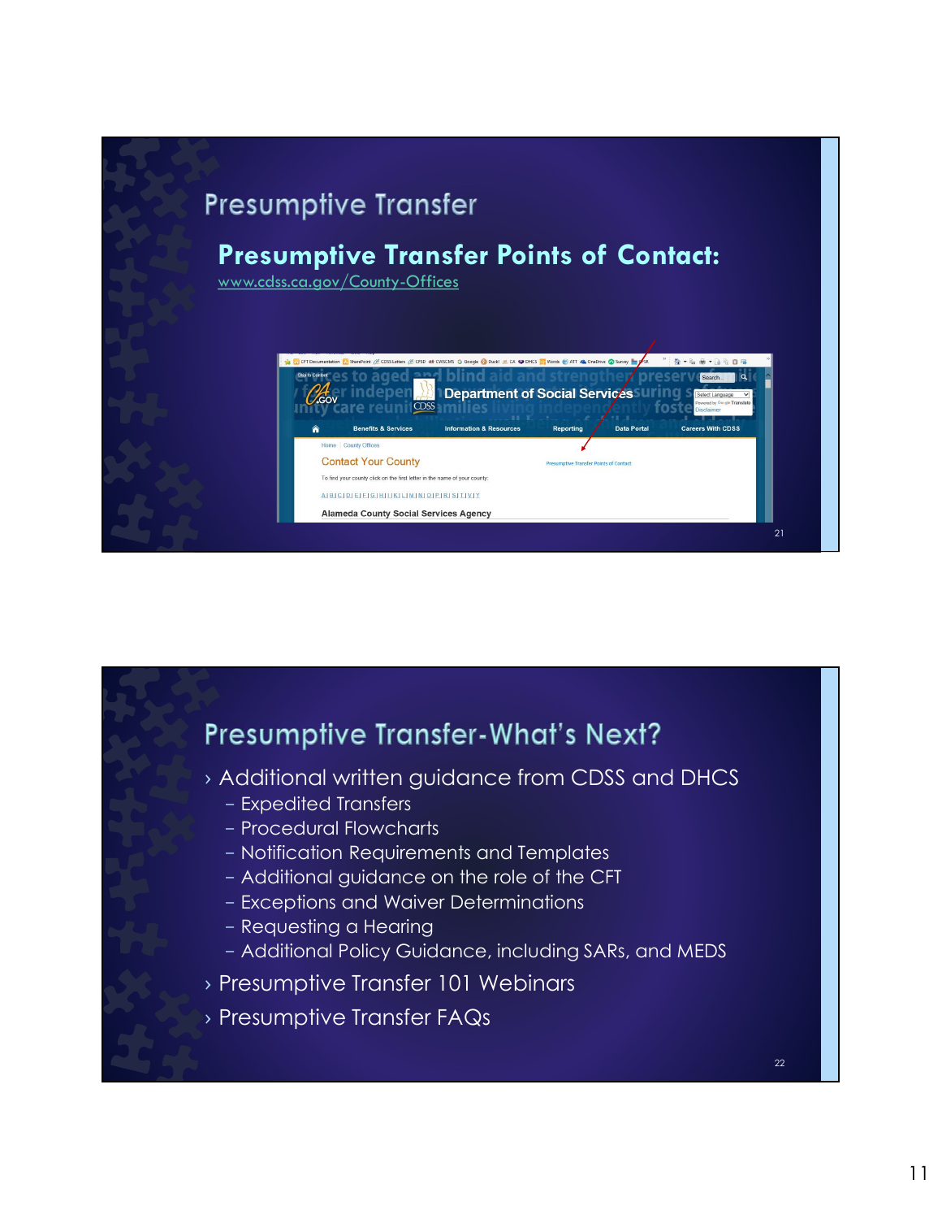## Presumptive Transfer

### Presumptive Transfer Points of Contact:

www.cdss.ca.gov/County-Offices

## Presumptive Transfer-What's Next?

- Additional written guidance from CDSS and DHCS
  - Expedited Transfers
  - Procedural Flowcharts
  - Notification Requirements and Templates
  - Additional guidance on the role of the CFT
  - Exceptions and Waiver Determinations
  - Requesting a Hearing
  - Additional Policy Guidance, including SARs, and MEDS
- Presumptive Transfer 101 Webinars
- Presumptive Transfer FAQs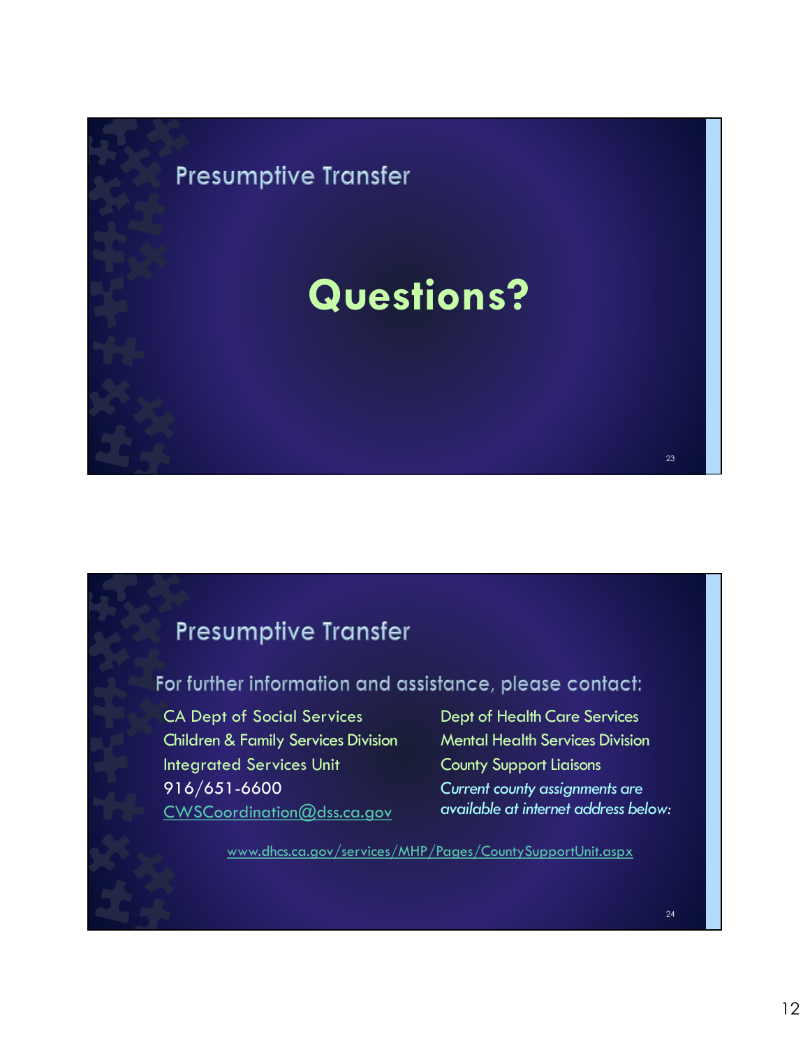## Presumptive Transfer

# Questions?

## Presumptive Transfer

For further information and assistance, please contact:

CA Dept of Social Services
Children & Family Services Division
Integrated Services Unit
916/651-6600
CWSCoordination@dss.ca.gov

Dept of Health Care Services
Mental Health Services Division
County Support Liaisons
*Current county assignments are available at internet address below:*

www.dhcs.ca.gov/services/MHP/Pages/CountySupportUnit.aspx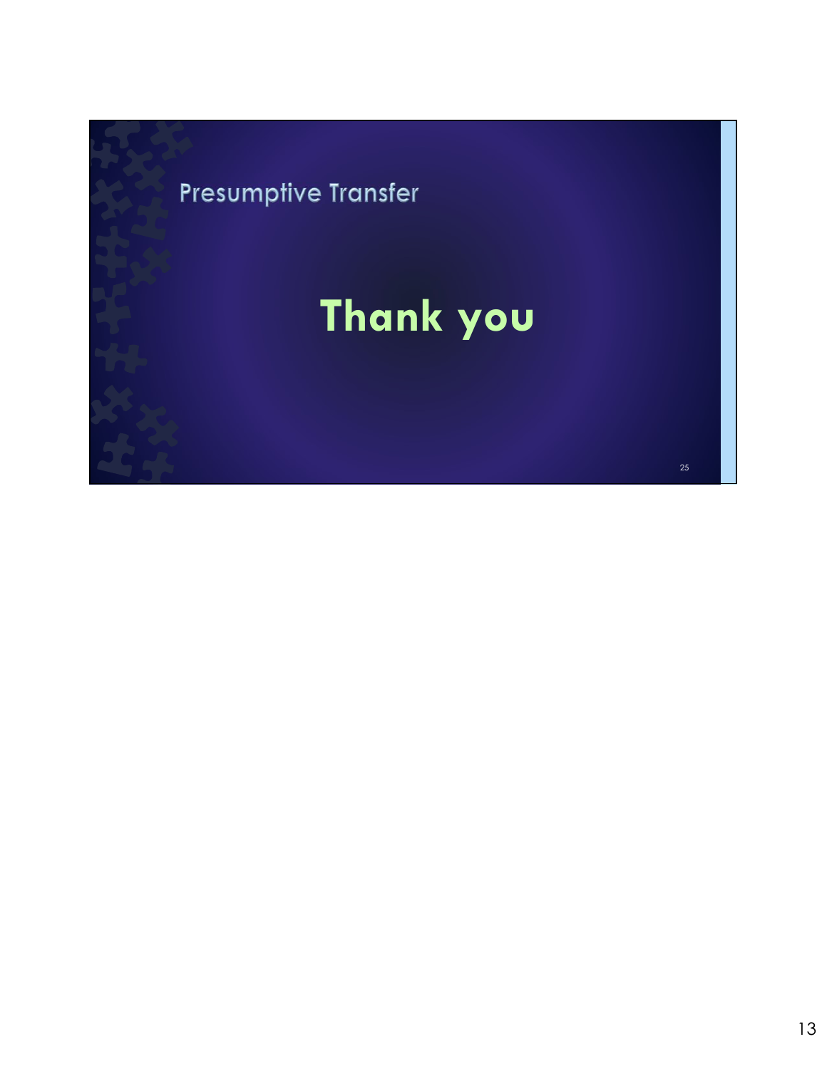## Presumptive Transfer

# Thank you